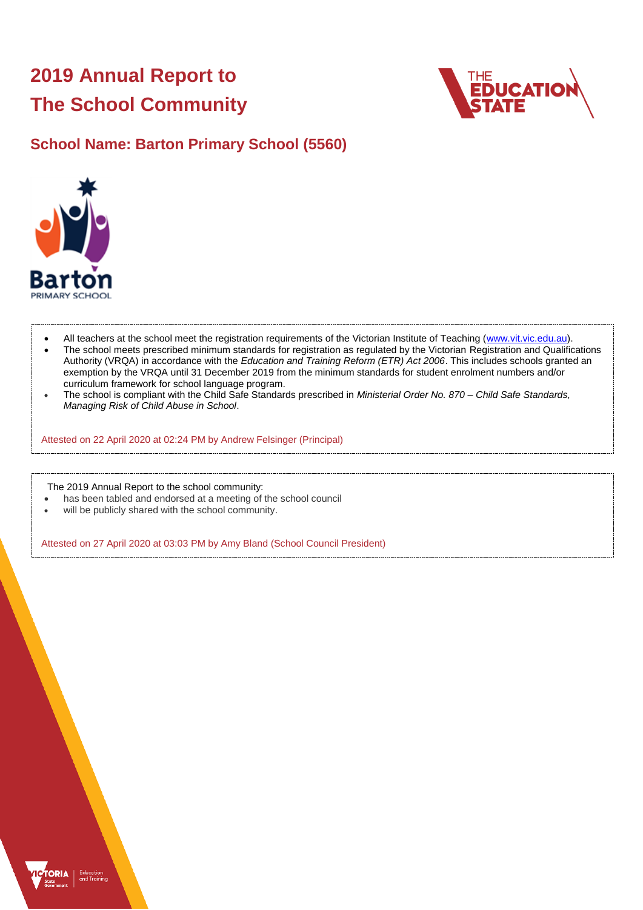# 2019 Annual Report to The School Community

## School Name: Barton Primary School (5560)

- All teachers at the school meet the registration requirements of the Victorian Institute of Teaching (www.vit.vic.edu.au).
- The school meets prescribed minimum standards for registration as regulated by the Victorian Registration and Qualifications Authority (VRQA) in accordance with the *Education and Training Reform (ETR) Act 2006*. This includes schools granted an exemption by the VRQA until 31 December 2019 from the minimum standards for student enrolment numbers and/or curriculum framework for school language program.
- The school is compliant with the Child Safe Standards prescribed in *Ministerial Order No. 870 – Child Safe Standards, Managing Risk of Child Abuse in School*.

Attested on 22 April 2020 at 02:24 PM by Andrew Felsinger (Principal)

The 2019 Annual Report to the school community:

- has been tabled and endorsed at a meeting of the school council
- will be publicly shared with the school community.

Attested on 27 April 2020 at 03:03 PM by Amy Bland (School Council President)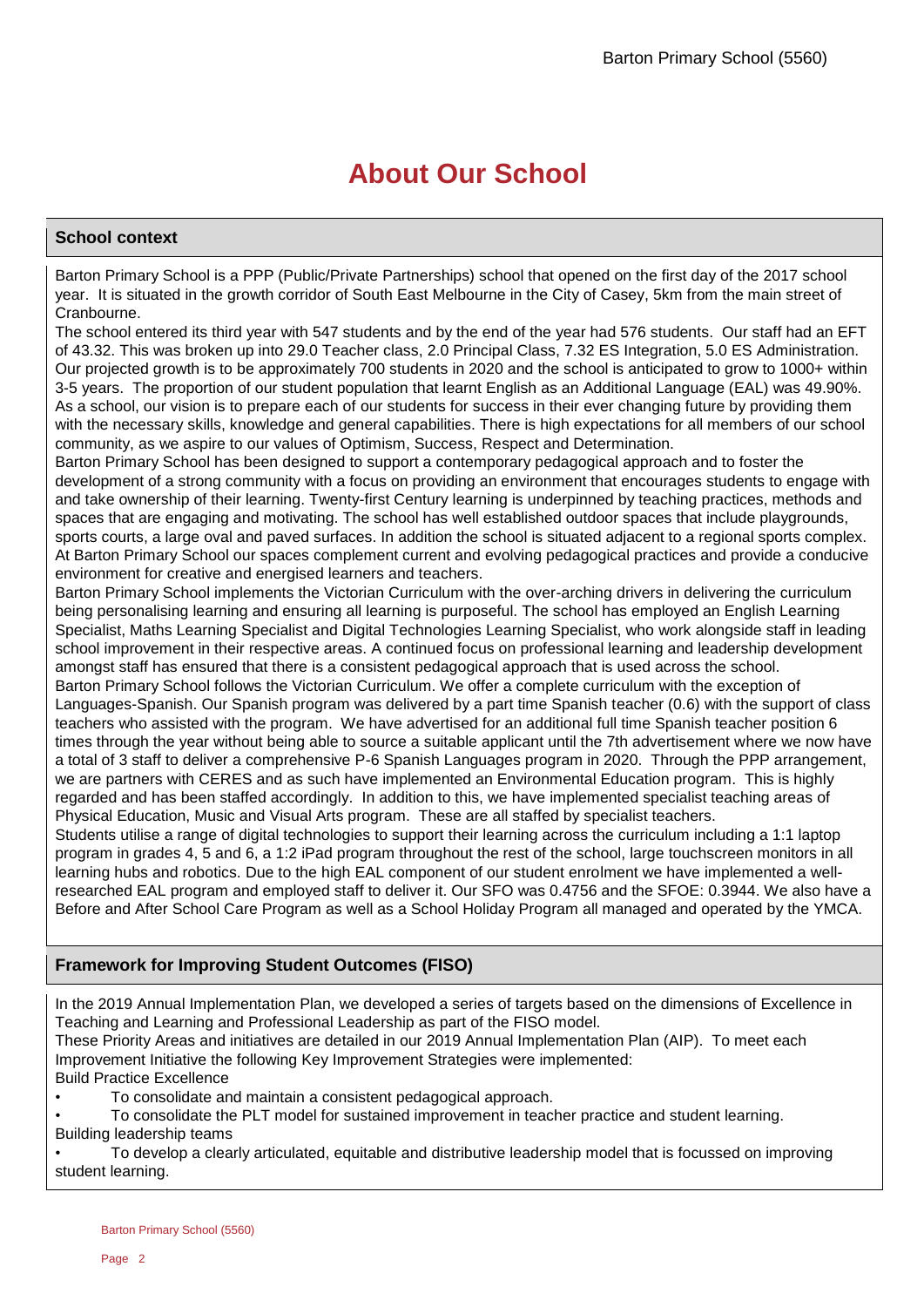# About Our School

## School context

Barton Primary School is a PPP (Public/Private Partnerships) school that opened on the first day of the 2017 school year. It is situated in the growth corridor of South East Melbourne in the City of Casey, 5km from the main street of Cranbourne.

The school entered its third year with 547 students and by the end of the year had 576 students. Our staff had an EFT of 43.32. This was broken up into 29.0 Teacher class, 2.0 Principal Class, 7.32 ES Integration, 5.0 ES Administration. Our projected growth is to be approximately 700 students in 2020 and the school is anticipated to grow to 1000+ within 3-5 years. The proportion of our student population that learnt English as an Additional Language (EAL) was 49.90%. As a school, our vision is to prepare each of our students for success in their ever changing future by providing them with the necessary skills, knowledge and general capabilities. There is high expectations for all members of our school community, as we aspire to our values of Optimism, Success, Respect and Determination.

Barton Primary School has been designed to support a contemporary pedagogical approach and to foster the development of a strong community with a focus on providing an environment that encourages students to engage with and take ownership of their learning. Twenty-first Century learning is underpinned by teaching practices, methods and spaces that are engaging and motivating. The school has well established outdoor spaces that include playgrounds, sports courts, a large oval and paved surfaces. In addition the school is situated adjacent to a regional sports complex. At Barton Primary School our spaces complement current and evolving pedagogical practices and provide a conducive environment for creative and energised learners and teachers.

Barton Primary School implements the Victorian Curriculum with the over-arching drivers in delivering the curriculum being personalising learning and ensuring all learning is purposeful. The school has employed an English Learning Specialist, Maths Learning Specialist and Digital Technologies Learning Specialist, who work alongside staff in leading school improvement in their respective areas. A continued focus on professional learning and leadership development amongst staff has ensured that there is a consistent pedagogical approach that is used across the school.

Barton Primary School follows the Victorian Curriculum. We offer a complete curriculum with the exception of Languages-Spanish. Our Spanish program was delivered by a part time Spanish teacher (0.6) with the support of class teachers who assisted with the program. We have advertised for an additional full time Spanish teacher position 6 times through the year without being able to source a suitable applicant until the 7th advertisement where we now have a total of 3 staff to deliver a comprehensive P-6 Spanish Languages program in 2020. Through the PPP arrangement, we are partners with CERES and as such have implemented an Environmental Education program. This is highly regarded and has been staffed accordingly. In addition to this, we have implemented specialist teaching areas of Physical Education, Music and Visual Arts program. These are all staffed by specialist teachers.

Students utilise a range of digital technologies to support their learning across the curriculum including a 1:1 laptop program in grades 4, 5 and 6, a 1:2 iPad program throughout the rest of the school, large touchscreen monitors in all learning hubs and robotics. Due to the high EAL component of our student enrolment we have implemented a well-researched EAL program and employed staff to deliver it. Our SFO was 0.4756 and the SFOE: 0.3944. We also have a Before and After School Care Program as well as a School Holiday Program all managed and operated by the YMCA.

## Framework for Improving Student Outcomes (FISO)

In the 2019 Annual Implementation Plan, we developed a series of targets based on the dimensions of Excellence in Teaching and Learning and Professional Leadership as part of the FISO model.

These Priority Areas and initiatives are detailed in our 2019 Annual Implementation Plan (AIP). To meet each Improvement Initiative the following Key Improvement Strategies were implemented:

Build Practice Excellence

- To consolidate and maintain a consistent pedagogical approach.
- To consolidate the PLT model for sustained improvement in teacher practice and student learning.

Building leadership teams

- To develop a clearly articulated, equitable and distributive leadership model that is focussed on improving student learning.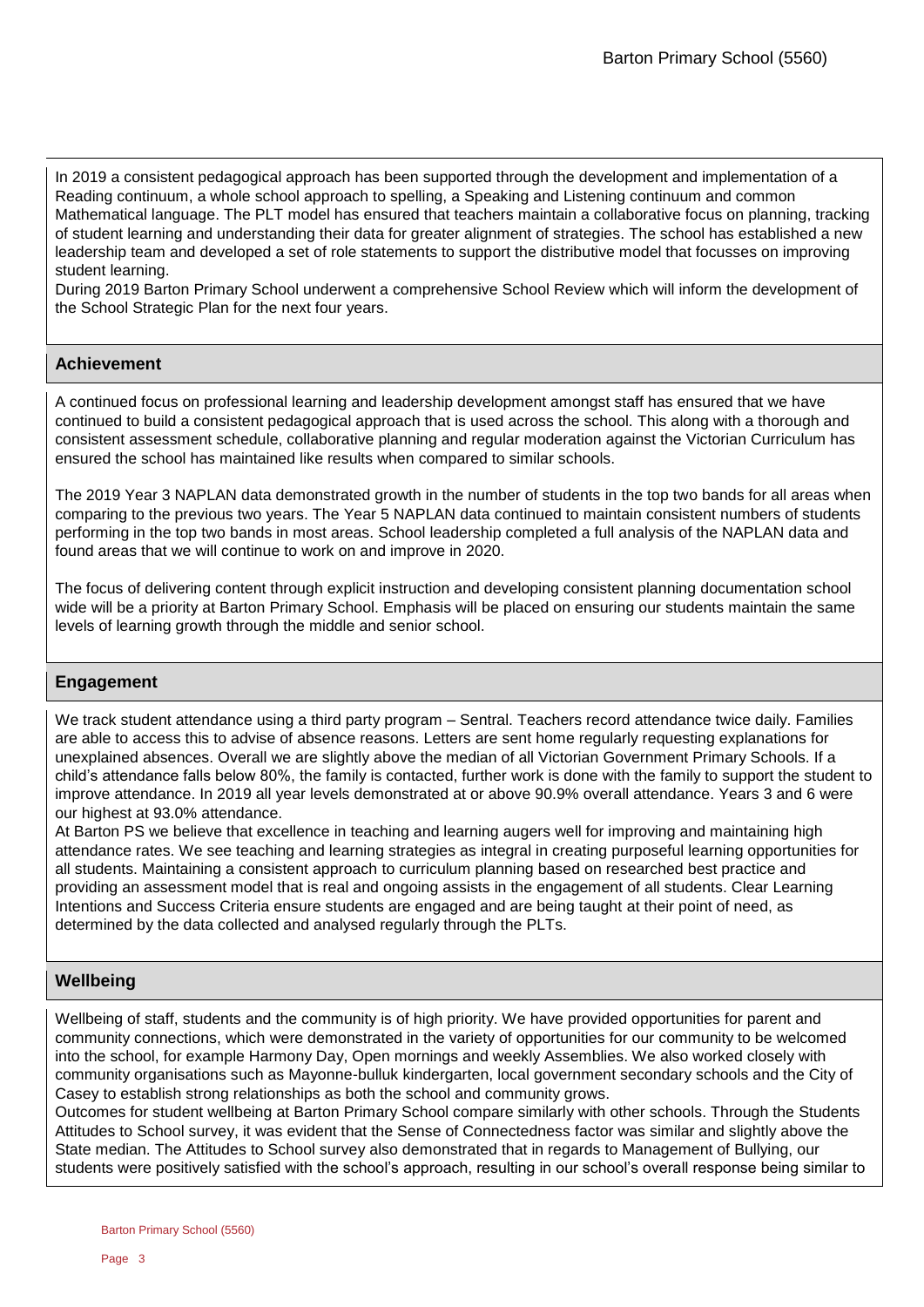In 2019 a consistent pedagogical approach has been supported through the development and implementation of a Reading continuum, a whole school approach to spelling, a Speaking and Listening continuum and common Mathematical language. The PLT model has ensured that teachers maintain a collaborative focus on planning, tracking of student learning and understanding their data for greater alignment of strategies. The school has established a new leadership team and developed a set of role statements to support the distributive model that focusses on improving student learning.

During 2019 Barton Primary School underwent a comprehensive School Review which will inform the development of the School Strategic Plan for the next four years.

## Achievement

A continued focus on professional learning and leadership development amongst staff has ensured that we have continued to build a consistent pedagogical approach that is used across the school. This along with a thorough and consistent assessment schedule, collaborative planning and regular moderation against the Victorian Curriculum has ensured the school has maintained like results when compared to similar schools.

The 2019 Year 3 NAPLAN data demonstrated growth in the number of students in the top two bands for all areas when comparing to the previous two years. The Year 5 NAPLAN data continued to maintain consistent numbers of students performing in the top two bands in most areas. School leadership completed a full analysis of the NAPLAN data and found areas that we will continue to work on and improve in 2020.

The focus of delivering content through explicit instruction and developing consistent planning documentation school wide will be a priority at Barton Primary School. Emphasis will be placed on ensuring our students maintain the same levels of learning growth through the middle and senior school.

## Engagement

We track student attendance using a third party program – Sentral. Teachers record attendance twice daily. Families are able to access this to advise of absence reasons. Letters are sent home regularly requesting explanations for unexplained absences. Overall we are slightly above the median of all Victorian Government Primary Schools. If a child's attendance falls below 80%, the family is contacted, further work is done with the family to support the student to improve attendance. In 2019 all year levels demonstrated at or above 90.9% overall attendance. Years 3 and 6 were our highest at 93.0% attendance.

At Barton PS we believe that excellence in teaching and learning augers well for improving and maintaining high attendance rates. We see teaching and learning strategies as integral in creating purposeful learning opportunities for all students. Maintaining a consistent approach to curriculum planning based on researched best practice and providing an assessment model that is real and ongoing assists in the engagement of all students. Clear Learning Intentions and Success Criteria ensure students are engaged and are being taught at their point of need, as determined by the data collected and analysed regularly through the PLTs.

## Wellbeing

Wellbeing of staff, students and the community is of high priority. We have provided opportunities for parent and community connections, which were demonstrated in the variety of opportunities for our community to be welcomed into the school, for example Harmony Day, Open mornings and weekly Assemblies. We also worked closely with community organisations such as Mayonne-bulluk kindergarten, local government secondary schools and the City of Casey to establish strong relationships as both the school and community grows.

Outcomes for student wellbeing at Barton Primary School compare similarly with other schools. Through the Students Attitudes to School survey, it was evident that the Sense of Connectedness factor was similar and slightly above the State median. The Attitudes to School survey also demonstrated that in regards to Management of Bullying, our students were positively satisfied with the school's approach, resulting in our school's overall response being similar to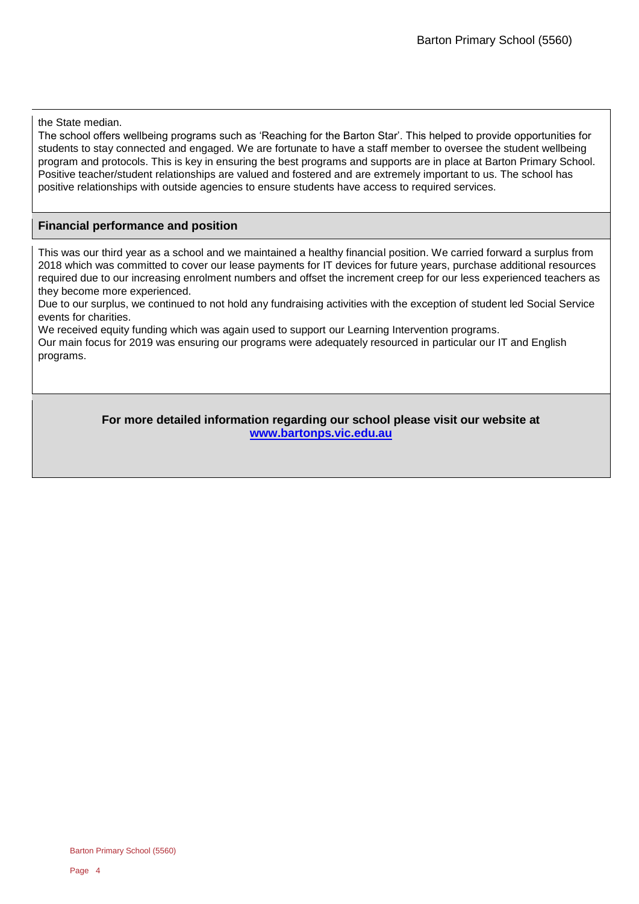the State median.

The school offers wellbeing programs such as 'Reaching for the Barton Star'. This helped to provide opportunities for students to stay connected and engaged. We are fortunate to have a staff member to oversee the student wellbeing program and protocols. This is key in ensuring the best programs and supports are in place at Barton Primary School. Positive teacher/student relationships are valued and fostered and are extremely important to us. The school has positive relationships with outside agencies to ensure students have access to required services.

## Financial performance and position

This was our third year as a school and we maintained a healthy financial position. We carried forward a surplus from 2018 which was committed to cover our lease payments for IT devices for future years, purchase additional resources required due to our increasing enrolment numbers and offset the increment creep for our less experienced teachers as they become more experienced.

Due to our surplus, we continued to not hold any fundraising activities with the exception of student led Social Service events for charities.

We received equity funding which was again used to support our Learning Intervention programs.

Our main focus for 2019 was ensuring our programs were adequately resourced in particular our IT and English programs.

**For more detailed information regarding our school please visit our website at [www.bartonps.vic.edu.au](http://www.bartonps.vic.edu.au)**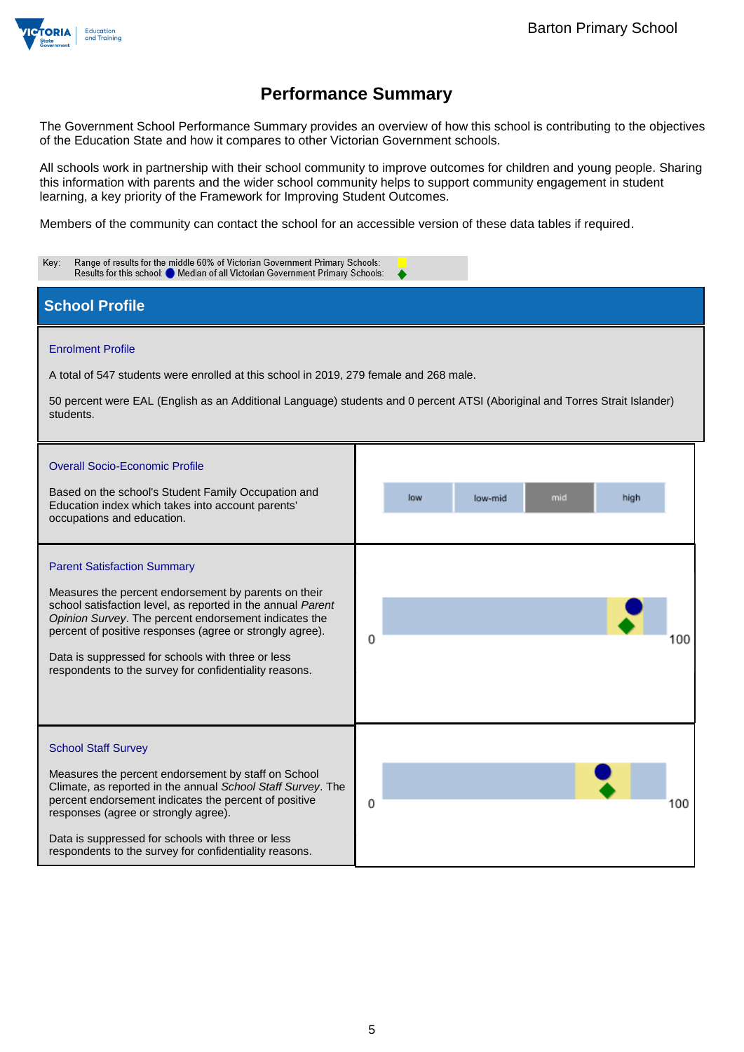# Performance Summary

The Government School Performance Summary provides an overview of how this school is contributing to the objectives of the Education State and how it compares to other Victorian Government schools.

All schools work in partnership with their school community to improve outcomes for children and young people. Sharing this information with parents and the wider school community helps to support community engagement in student learning, a key priority of the Framework for Improving Student Outcomes.

Members of the community can contact the school for an accessible version of these data tables if required.

Key: Range of results for the middle 60% of Victorian Government Primary Schools:
Results for this school: Median of all Victorian Government Primary Schools:

## School Profile

### Enrolment Profile

A total of 547 students were enrolled at this school in 2019, 279 female and 268 male.

50 percent were EAL (English as an Additional Language) students and 0 percent ATSI (Aboriginal and Torres Strait Islander) students.

### Overall Socio-Economic Profile

Based on the school's Student Family Occupation and Education index which takes into account parents' occupations and education.

| low | low-mid | mid | high |
|---|---|---|---|

### Parent Satisfaction Summary

Measures the percent endorsement by parents on their school satisfaction level, as reported in the annual *Parent Opinion Survey*. The percent endorsement indicates the percent of positive responses (agree or strongly agree).

Data is suppressed for schools with three or less respondents to the survey for confidentiality reasons.

0 100

### School Staff Survey

Measures the percent endorsement by staff on School Climate, as reported in the annual *School Staff Survey*. The percent endorsement indicates the percent of positive responses (agree or strongly agree).

Data is suppressed for schools with three or less respondents to the survey for confidentiality reasons.

0 100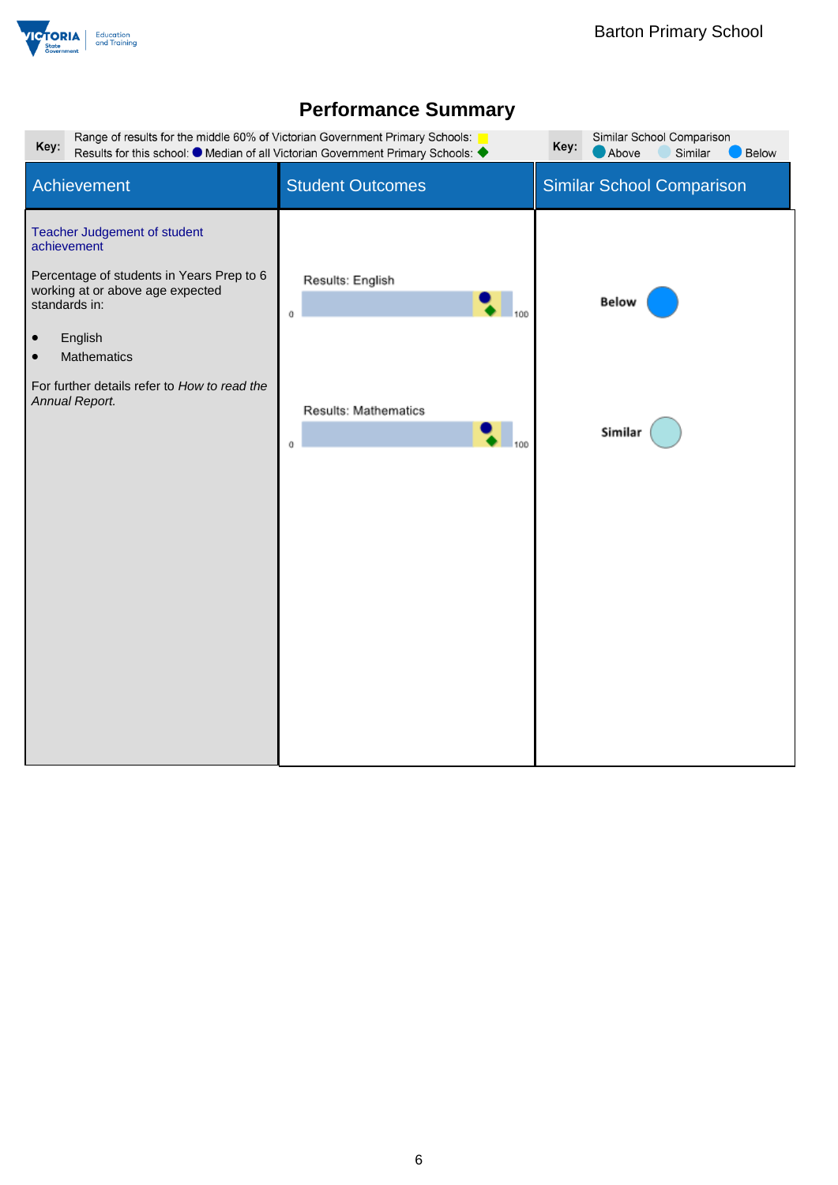# Performance Summary

| Key: | Range of results for the middle 60% of Victorian Government Primary Schools: ■<br>Results for this school: ● Median of all Victorian Government Primary Schools: ◆ | Key: | Similar School Comparison<br>● Above ● Similar ● Below |
|---|---|---|---|

| Achievement | Student Outcomes | Similar School Comparison |
|---|---|---|
| Teacher Judgement of student achievement<br><br>Percentage of students in Years Prep to 6 working at or above age expected standards in:<br><br>• English<br>• Mathematics<br><br>For further details refer to *How to read the Annual Report.* | Results: English (0–100)<br><br>Results: Mathematics (0–100) | **Below**<br><br>**Similar** |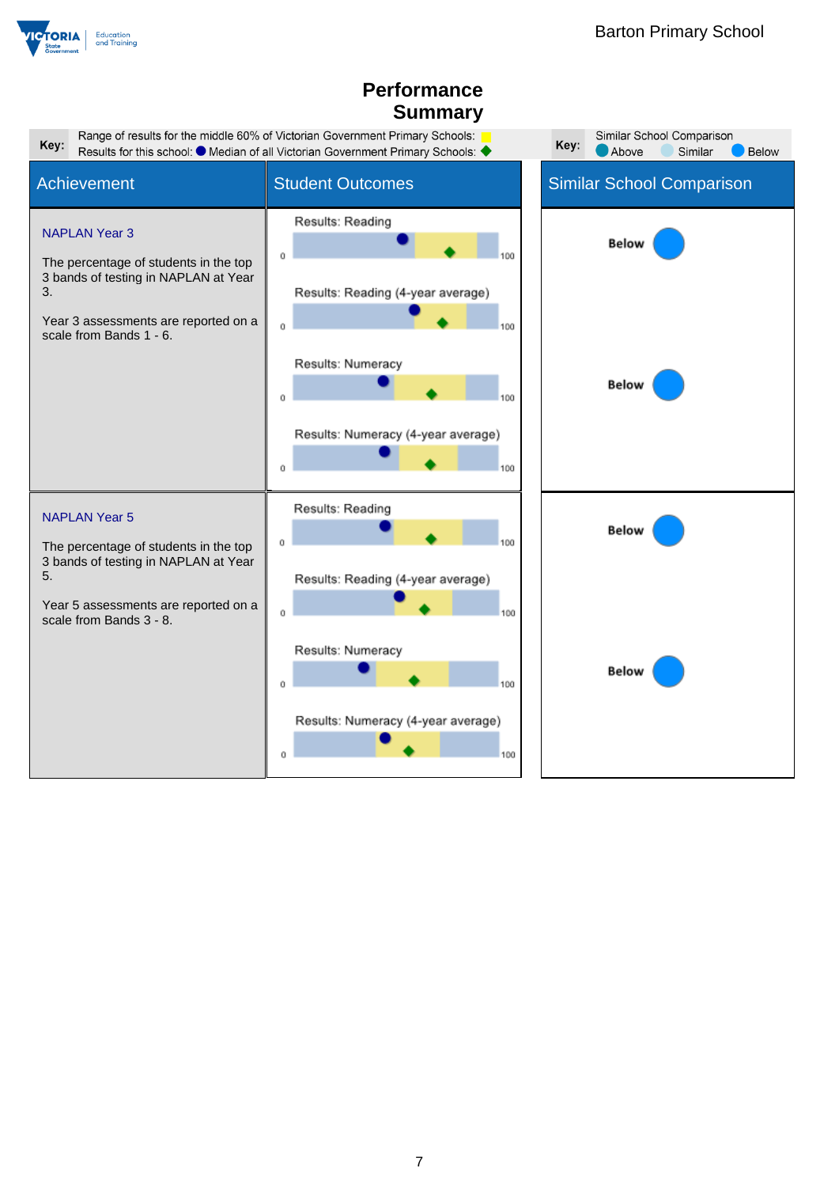Barton Primary School

# Performance Summary

**Key:** Range of results for the middle 60% of Victorian Government Primary Schools: (yellow) Results for this school: ● Median of all Victorian Government Primary Schools: ◆

**Key:** Similar School Comparison: Above, Similar, Below

| Achievement | Student Outcomes | Similar School Comparison |
| --- | --- | --- |
| **NAPLAN Year 3**<br><br>The percentage of students in the top 3 bands of testing in NAPLAN at Year 3.<br><br>Year 3 assessments are reported on a scale from Bands 1 - 6. | Results: Reading (0–100)<br>Results: Reading (4-year average) (0–100) | Below |
| | Results: Numeracy (0–100)<br>Results: Numeracy (4-year average) (0–100) | Below |
| **NAPLAN Year 5**<br><br>The percentage of students in the top 3 bands of testing in NAPLAN at Year 5.<br><br>Year 5 assessments are reported on a scale from Bands 3 - 8. | Results: Reading (0–100)<br>Results: Reading (4-year average) (0–100) | Below |
| | Results: Numeracy (0–100)<br>Results: Numeracy (4-year average) (0–100) | Below |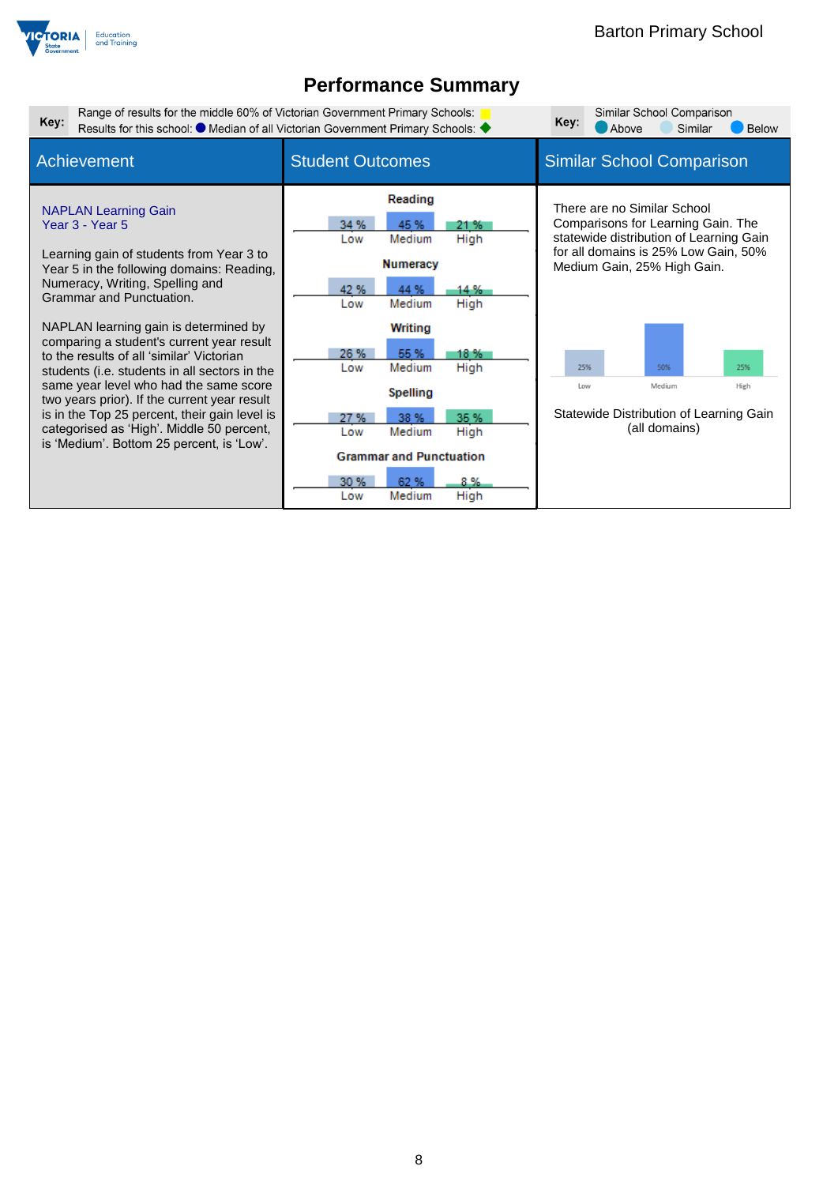# Performance Summary

**Key:** Range of results for the middle 60% of Victorian Government Primary Schools: (yellow) Results for this school: ● Median of all Victorian Government Primary Schools: ◆

**Key:** Similar School Comparison: Above, Similar, Below

## Achievement

**NAPLAN Learning Gain**
**Year 3 - Year 5**

Learning gain of students from Year 3 to Year 5 in the following domains: Reading, Numeracy, Writing, Spelling and Grammar and Punctuation.

NAPLAN learning gain is determined by comparing a student's current year result to the results of all 'similar' Victorian students (i.e. students in all sectors in the same year level who had the same score two years prior). If the current year result is in the Top 25 percent, their gain level is categorised as 'High'. Middle 50 percent, is 'Medium'. Bottom 25 percent, is 'Low'.

## Student Outcomes

| Domain | Low | Medium | High |
|---|---|---|---|
| Reading | 34 % | 45 % | 21 % |
| Numeracy | 42 % | 44 % | 14 % |
| Writing | 26 % | 55 % | 18 % |
| Spelling | 27 % | 38 % | 35 % |
| Grammar and Punctuation | 30 % | 62 % | 8 % |

## Similar School Comparison

There are no Similar School Comparisons for Learning Gain. The statewide distribution of Learning Gain for all domains is 25% Low Gain, 50% Medium Gain, 25% High Gain.

| Low | Medium | High |
|---|---|---|
| 25% | 50% | 25% |

Statewide Distribution of Learning Gain (all domains)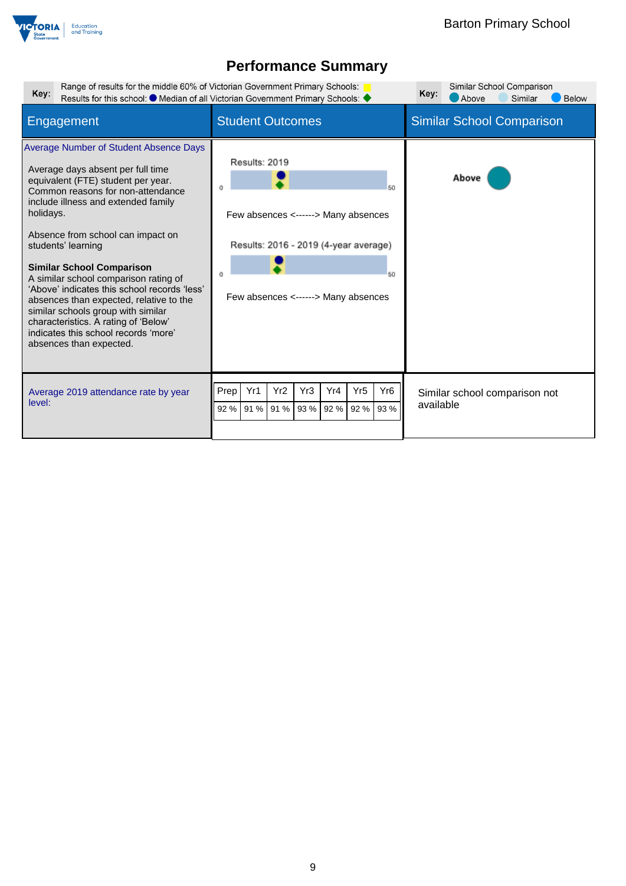# Performance Summary

Key: Range of results for the middle 60% of Victorian Government Primary Schools: (yellow)
Results for this school: ● Median of all Victorian Government Primary Schools: ◆

Key: Similar School Comparison — Above / Similar / Below

| Engagement | Student Outcomes | Similar School Comparison |
|---|---|---|
| **Average Number of Student Absence Days**<br><br>Average days absent per full time equivalent (FTE) student per year. Common reasons for non-attendance include illness and extended family holidays.<br><br>Absence from school can impact on students' learning<br><br>**Similar School Comparison**<br>A similar school comparison rating of 'Above' indicates this school records 'less' absences than expected, relative to the similar schools group with similar characteristics. A rating of 'Below' indicates this school records 'more' absences than expected. | Results: 2019<br>0 – 50<br>Few absences <------> Many absences<br><br>Results: 2016 - 2019 (4-year average)<br>0 – 50<br>Few absences <------> Many absences | Above |
| Average 2019 attendance rate by year level: | Prep: 92 %, Yr1: 91 %, Yr2: 91 %, Yr3: 93 %, Yr4: 92 %, Yr5: 92 %, Yr6: 93 % | Similar school comparison not available |

| Prep | Yr1 | Yr2 | Yr3 | Yr4 | Yr5 | Yr6 |
|---|---|---|---|---|---|---|
| 92 % | 91 % | 91 % | 93 % | 92 % | 92 % | 93 % |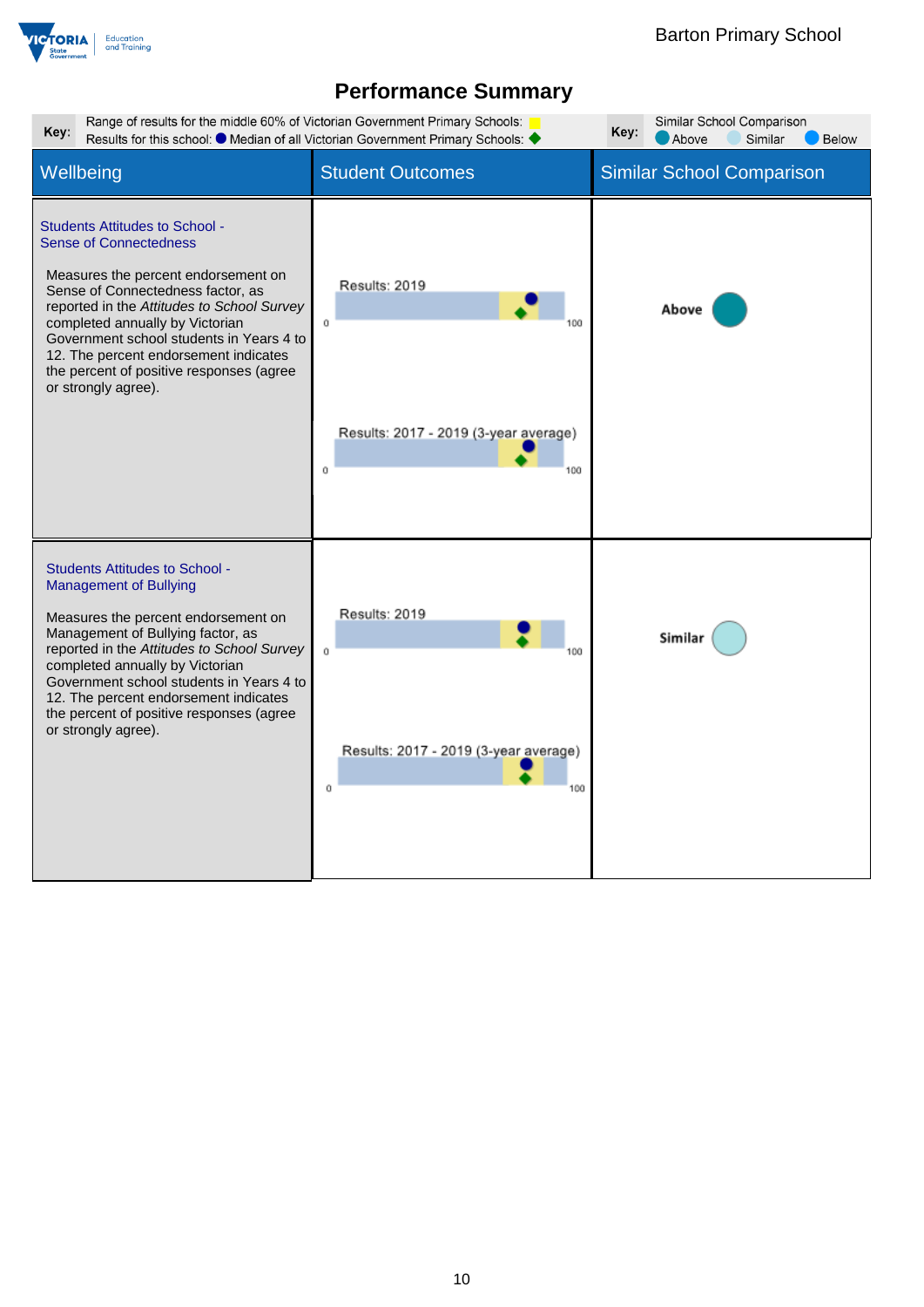Barton Primary School

# Performance Summary

| Key: | Range of results for the middle 60% of Victorian Government Primary Schools: ▬<br>Results for this school: ● Median of all Victorian Government Primary Schools: ◆ | Key: | Similar School Comparison<br>● Above ● Similar ● Below |
|---|---|---|---|

| Wellbeing | Student Outcomes | Similar School Comparison |
|---|---|---|
| **Students Attitudes to School - Sense of Connectedness**<br><br>Measures the percent endorsement on Sense of Connectedness factor, as reported in the *Attitudes to School Survey* completed annually by Victorian Government school students in Years 4 to 12. The percent endorsement indicates the percent of positive responses (agree or strongly agree). | Results: 2019<br>0 — 100<br><br>Results: 2017 - 2019 (3-year average)<br>0 — 100 | Above |
| **Students Attitudes to School - Management of Bullying**<br><br>Measures the percent endorsement on Management of Bullying factor, as reported in the *Attitudes to School Survey* completed annually by Victorian Government school students in Years 4 to 12. The percent endorsement indicates the percent of positive responses (agree or strongly agree). | Results: 2019<br>0 — 100<br><br>Results: 2017 - 2019 (3-year average)<br>0 — 100 | Similar |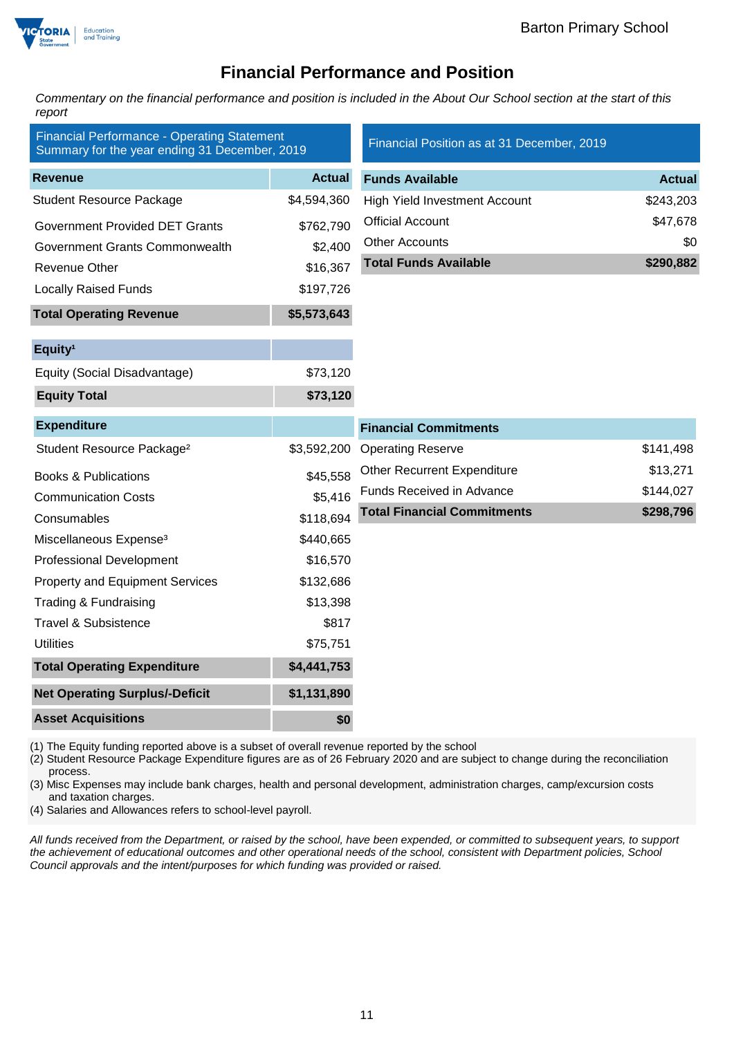# Financial Performance and Position

*Commentary on the financial performance and position is included in the About Our School section at the start of this report*

| Financial Performance - Operating Statement Summary for the year ending 31 December, 2019 | |
|---|---|
| **Revenue** | **Actual** |
| Student Resource Package | $4,594,360 |
| Government Provided DET Grants | $762,790 |
| Government Grants Commonwealth | $2,400 |
| Revenue Other | $16,367 |
| Locally Raised Funds | $197,726 |
| **Total Operating Revenue** | **$5,573,643** |

| **Equity[1]** | |
|---|---|
| Equity (Social Disadvantage) | $73,120 |
| **Equity Total** | **$73,120** |

| **Expenditure** | |
|---|---|
| Student Resource Package[2] | $3,592,200 |
| Books & Publications | $45,558 |
| Communication Costs | $5,416 |
| Consumables | $118,694 |
| Miscellaneous Expense[3] | $440,665 |
| Professional Development | $16,570 |
| Property and Equipment Services | $132,686 |
| Trading & Fundraising | $13,398 |
| Travel & Subsistence | $817 |
| Utilities | $75,751 |
| **Total Operating Expenditure** | **$4,441,753** |
| **Net Operating Surplus/-Deficit** | **$1,131,890** |
| **Asset Acquisitions** | **$0** |

| Financial Position as at 31 December, 2019 | |
|---|---|
| **Funds Available** | **Actual** |
| High Yield Investment Account | $243,203 |
| Official Account | $47,678 |
| Other Accounts | $0 |
| **Total Funds Available** | **$290,882** |

| **Financial Commitments** | |
|---|---|
| Operating Reserve | $141,498 |
| Other Recurrent Expenditure | $13,271 |
| Funds Received in Advance | $144,027 |
| **Total Financial Commitments** | **$298,796** |

(1) The Equity funding reported above is a subset of overall revenue reported by the school
(2) Student Resource Package Expenditure figures are as of 26 February 2020 and are subject to change during the reconciliation process.
(3) Misc Expenses may include bank charges, health and personal development, administration charges, camp/excursion costs and taxation charges.
(4) Salaries and Allowances refers to school-level payroll.

*All funds received from the Department, or raised by the school, have been expended, or committed to subsequent years, to support the achievement of educational outcomes and other operational needs of the school, consistent with Department policies, School Council approvals and the intent/purposes for which funding was provided or raised.*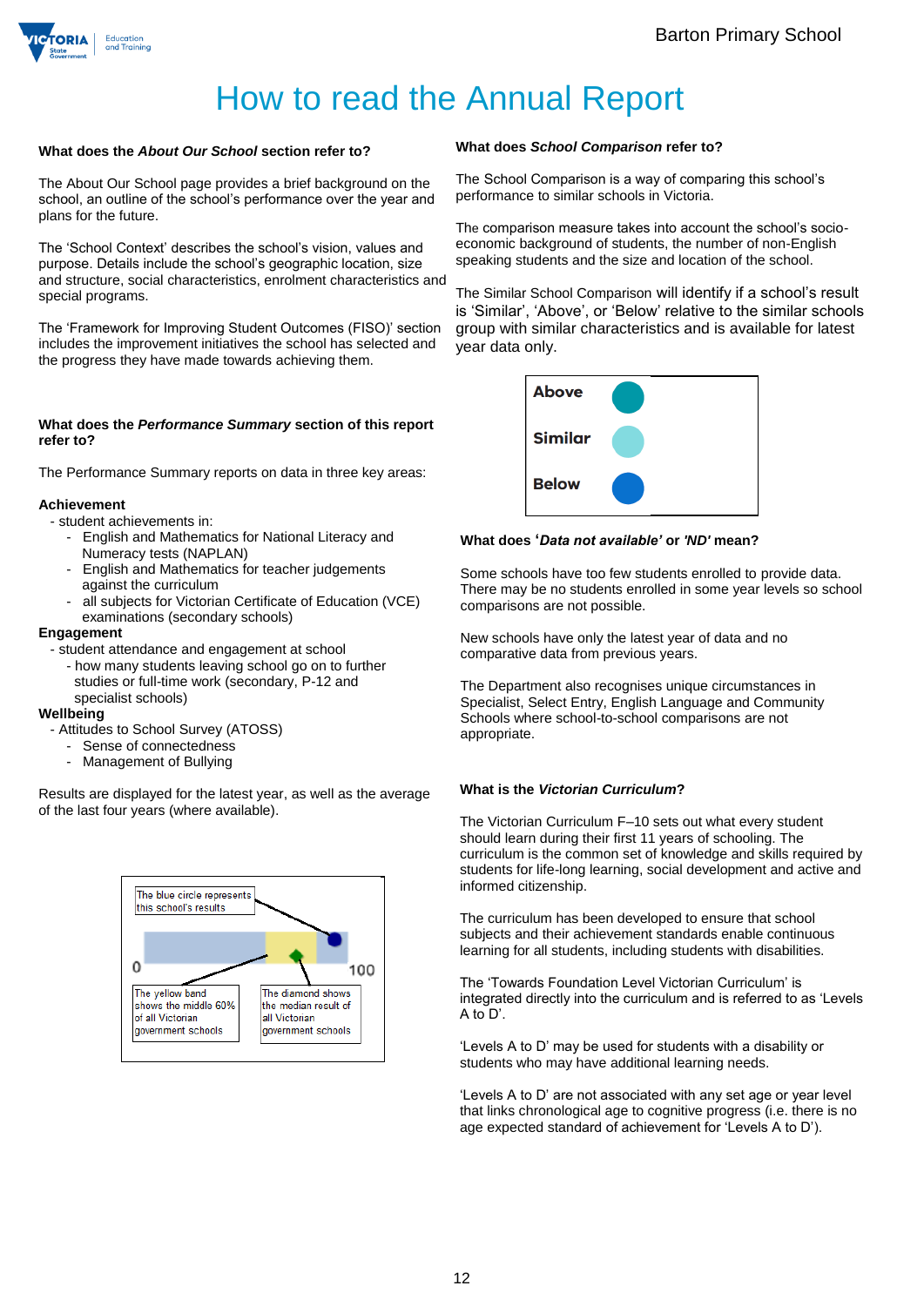# How to read the Annual Report

### What does the *About Our School* section refer to?

The About Our School page provides a brief background on the school, an outline of the school's performance over the year and plans for the future.

The 'School Context' describes the school's vision, values and purpose. Details include the school's geographic location, size and structure, social characteristics, enrolment characteristics and special programs.

The 'Framework for Improving Student Outcomes (FISO)' section includes the improvement initiatives the school has selected and the progress they have made towards achieving them.

### What does the *Performance Summary* section of this report refer to?

The Performance Summary reports on data in three key areas:

**Achievement**
- student achievements in:
  - English and Mathematics for National Literacy and Numeracy tests (NAPLAN)
  - English and Mathematics for teacher judgements against the curriculum
  - all subjects for Victorian Certificate of Education (VCE) examinations (secondary schools)

**Engagement**
- student attendance and engagement at school
  - how many students leaving school go on to further studies or full-time work (secondary, P-12 and specialist schools)

**Wellbeing**
- Attitudes to School Survey (ATOSS)
  - Sense of connectedness
  - Management of Bullying

Results are displayed for the latest year, as well as the average of the last four years (where available).

The blue circle represents this school's results

0

100

The yellow band shows the middle 60% of all Victorian government schools

The diamond shows the median result of all Victorian government schools

### What does *School Comparison* refer to?

The School Comparison is a way of comparing this school's performance to similar schools in Victoria.

The comparison measure takes into account the school's socio-economic background of students, the number of non-English speaking students and the size and location of the school.

The Similar School Comparison will identify if a school's result is 'Similar', 'Above', or 'Below' relative to the similar schools group with similar characteristics and is available for latest year data only.

Above

Similar

Below

### What does '*Data not available*' or *'ND'* mean?

Some schools have too few students enrolled to provide data. There may be no students enrolled in some year levels so school comparisons are not possible.

New schools have only the latest year of data and no comparative data from previous years.

The Department also recognises unique circumstances in Specialist, Select Entry, English Language and Community Schools where school-to-school comparisons are not appropriate.

### What is the *Victorian Curriculum*?

The Victorian Curriculum F–10 sets out what every student should learn during their first 11 years of schooling. The curriculum is the common set of knowledge and skills required by students for life-long learning, social development and active and informed citizenship.

The curriculum has been developed to ensure that school subjects and their achievement standards enable continuous learning for all students, including students with disabilities.

The 'Towards Foundation Level Victorian Curriculum' is integrated directly into the curriculum and is referred to as 'Levels A to D'.

'Levels A to D' may be used for students with a disability or students who may have additional learning needs.

'Levels A to D' are not associated with any set age or year level that links chronological age to cognitive progress (i.e. there is no age expected standard of achievement for 'Levels A to D').